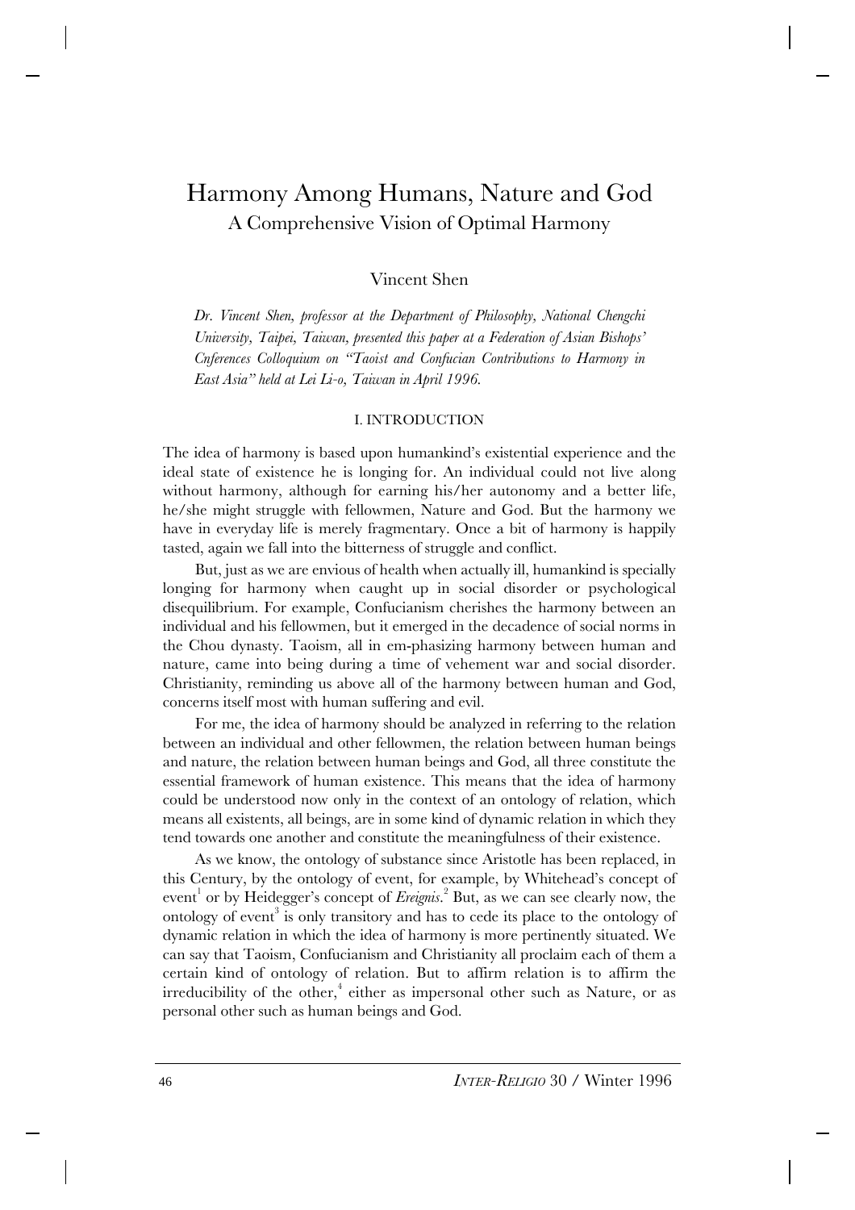# Harmony Among Humans, Nature and God

## A Comprehensive Vision of Optimal Harmony

Vincent Shen

*Dr. Vincent Shen, professor at the Department of Philosophy, National Chengchi University, Taipei, Taiwan, presented this paper at a Federation of Asian Bishops' Cnferences Colloquium on "Taoist and Confucian Contributions to Harmony in East Asia" held at Lei Li-o, Taiwan in April 1996.*

### I. INTRODUCTION

The idea of harmony is based upon humankind's existential experience and the ideal state of existence he is longing for. An individual could not live along without harmony, although for earning his/her autonomy and a better life, he/she might struggle with fellowmen, Nature and God. But the harmony we have in everyday life is merely fragmentary. Once a bit of harmony is happily tasted, again we fall into the bitterness of struggle and conflict.

But, just as we are envious of health when actually ill, humankind is specially longing for harmony when caught up in social disorder or psychological disequilibrium. For example, Confucianism cherishes the harmony between an individual and his fellowmen, but it emerged in the decadence of social norms in the Chou dynasty. Taoism, all in em-phasizing harmony between human and nature, came into being during a time of vehement war and social disorder. Christianity, reminding us above all of the harmony between human and God, concerns itself most with human suffering and evil.

For me, the idea of harmony should be analyzed in referring to the relation between an individual and other fellowmen, the relation between human beings and nature, the relation between human beings and God, all three constitute the essential framework of human existence. This means that the idea of harmony could be understood now only in the context of an ontology of relation, which means all existents, all beings, are in some kind of dynamic relation in which they tend towards one another and constitute the meaningfulness of their existence.

As we know, the ontology of substance since Aristotle has been replaced, in this Century, by the ontology of event, for example, by Whitehead's concept of event[1] or by Heidegger's concept of *Ereignis*.[2] But, as we can see clearly now, the ontology of event[3] is only transitory and has to cede its place to the ontology of dynamic relation in which the idea of harmony is more pertinently situated. We can say that Taoism, Confucianism and Christianity all proclaim each of them a certain kind of ontology of relation. But to affirm relation is to affirm the irreducibility of the other,[4] either as impersonal other such as Nature, or as personal other such as human beings and God.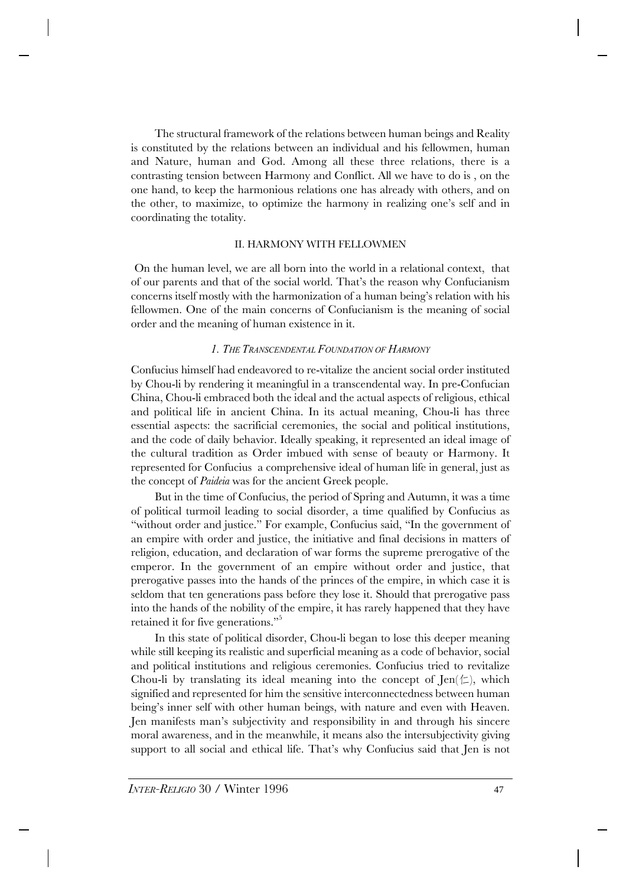The structural framework of the relations between human beings and Reality is constituted by the relations between an individual and his fellowmen, human and Nature, human and God. Among all these three relations, there is a contrasting tension between Harmony and Conflict. All we have to do is , on the one hand, to keep the harmonious relations one has already with others, and on the other, to maximize, to optimize the harmony in realizing one's self and in coordinating the totality.

## II. HARMONY WITH FELLOWMEN

On the human level, we are all born into the world in a relational context, that of our parents and that of the social world. That's the reason why Confucianism concerns itself mostly with the harmonization of a human being's relation with his fellowmen. One of the main concerns of Confucianism is the meaning of social order and the meaning of human existence in it.

### *1. The Transcendental Foundation of Harmony*

Confucius himself had endeavored to re-vitalize the ancient social order instituted by Chou-li by rendering it meaningful in a transcendental way. In pre-Confucian China, Chou-li embraced both the ideal and the actual aspects of religious, ethical and political life in ancient China. In its actual meaning, Chou-li has three essential aspects: the sacrificial ceremonies, the social and political institutions, and the code of daily behavior. Ideally speaking, it represented an ideal image of the cultural tradition as Order imbued with sense of beauty or Harmony. It represented for Confucius a comprehensive ideal of human life in general, just as the concept of *Paideia* was for the ancient Greek people.

But in the time of Confucius, the period of Spring and Autumn, it was a time of political turmoil leading to social disorder, a time qualified by Confucius as "without order and justice." For example, Confucius said, "In the government of an empire with order and justice, the initiative and final decisions in matters of religion, education, and declaration of war forms the supreme prerogative of the emperor. In the government of an empire without order and justice, that prerogative passes into the hands of the princes of the empire, in which case it is seldom that ten generations pass before they lose it. Should that prerogative pass into the hands of the nobility of the empire, it has rarely happened that they have retained it for five generations."[5]

In this state of political disorder, Chou-li began to lose this deeper meaning while still keeping its realistic and superficial meaning as a code of behavior, social and political institutions and religious ceremonies. Confucius tried to revitalize Chou-li by translating its ideal meaning into the concept of Jen(仁), which signified and represented for him the sensitive interconnectedness between human being's inner self with other human beings, with nature and even with Heaven. Jen manifests man's subjectivity and responsibility in and through his sincere moral awareness, and in the meanwhile, it means also the intersubjectivity giving support to all social and ethical life. That's why Confucius said that Jen is not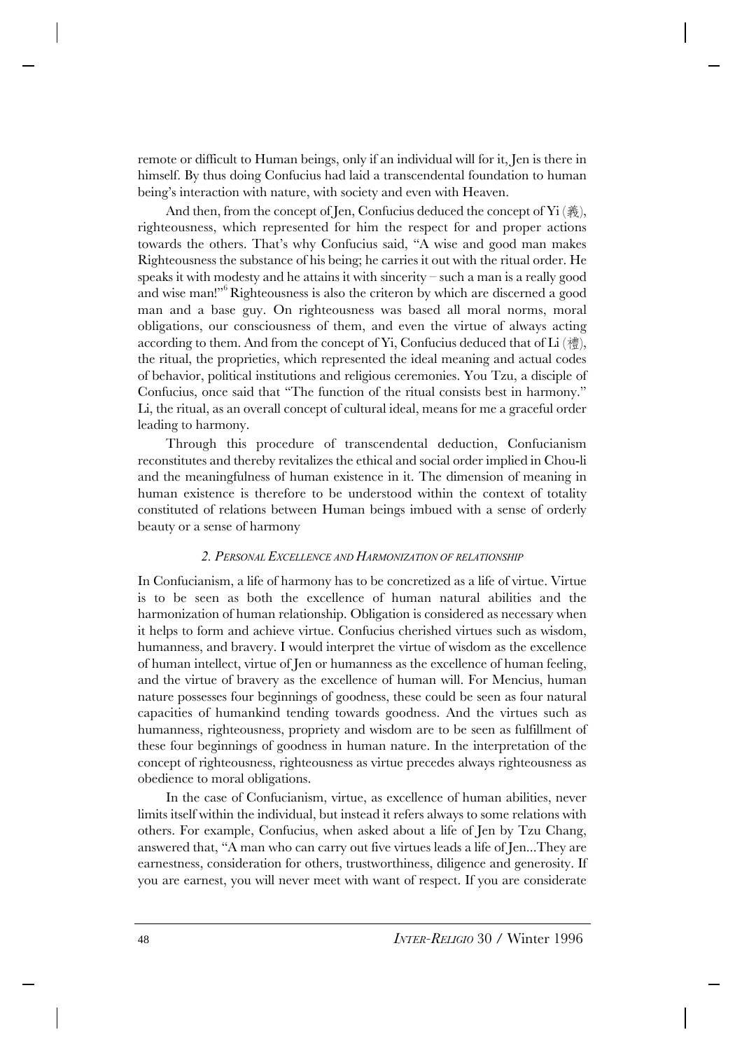remote or difficult to Human beings, only if an individual will for it, Jen is there in himself. By thus doing Confucius had laid a transcendental foundation to human being's interaction with nature, with society and even with Heaven.

And then, from the concept of Jen, Confucius deduced the concept of Yi (義), righteousness, which represented for him the respect for and proper actions towards the others. That's why Confucius said, "A wise and good man makes Righteousness the substance of his being; he carries it out with the ritual order. He speaks it with modesty and he attains it with sincerity – such a man is a really good and wise man!"[6] Righteousness is also the criteron by which are discerned a good man and a base guy. On righteousness was based all moral norms, moral obligations, our consciousness of them, and even the virtue of always acting according to them. And from the concept of Yi, Confucius deduced that of Li (禮), the ritual, the proprieties, which represented the ideal meaning and actual codes of behavior, political institutions and religious ceremonies. You Tzu, a disciple of Confucius, once said that "The function of the ritual consists best in harmony." Li, the ritual, as an overall concept of cultural ideal, means for me a graceful order leading to harmony.

Through this procedure of transcendental deduction, Confucianism reconstitutes and thereby revitalizes the ethical and social order implied in Chou-li and the meaningfulness of human existence in it. The dimension of meaning in human existence is therefore to be understood within the context of totality constituted of relations between Human beings imbued with a sense of orderly beauty or a sense of harmony

### *2. Personal Excellence and Harmonization of relationship*

In Confucianism, a life of harmony has to be concretized as a life of virtue. Virtue is to be seen as both the excellence of human natural abilities and the harmonization of human relationship. Obligation is considered as necessary when it helps to form and achieve virtue. Confucius cherished virtues such as wisdom, humanness, and bravery. I would interpret the virtue of wisdom as the excellence of human intellect, virtue of Jen or humanness as the excellence of human feeling, and the virtue of bravery as the excellence of human will. For Mencius, human nature possesses four beginnings of goodness, these could be seen as four natural capacities of humankind tending towards goodness. And the virtues such as humanness, righteousness, propriety and wisdom are to be seen as fulfillment of these four beginnings of goodness in human nature. In the interpretation of the concept of righteousness, righteousness as virtue precedes always righteousness as obedience to moral obligations.

In the case of Confucianism, virtue, as excellence of human abilities, never limits itself within the individual, but instead it refers always to some relations with others. For example, Confucius, when asked about a life of Jen by Tzu Chang, answered that, "A man who can carry out five virtues leads a life of Jen...They are earnestness, consideration for others, trustworthiness, diligence and generosity. If you are earnest, you will never meet with want of respect. If you are considerate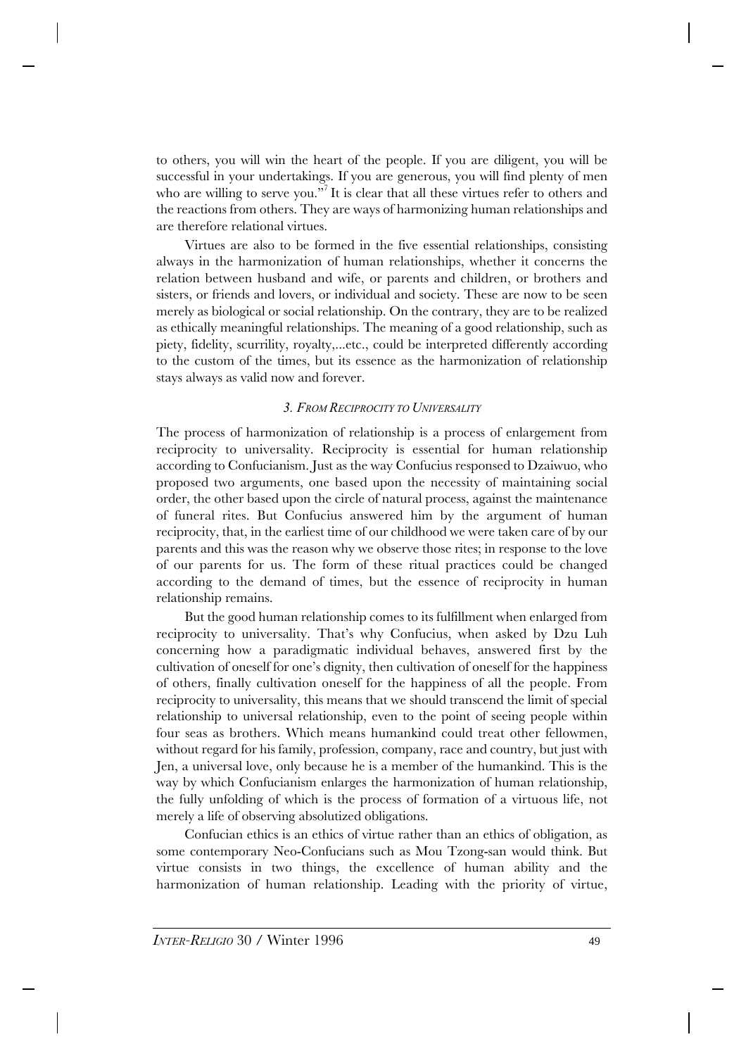to others, you will win the heart of the people. If you are diligent, you will be successful in your undertakings. If you are generous, you will find plenty of men who are willing to serve you."[7] It is clear that all these virtues refer to others and the reactions from others. They are ways of harmonizing human relationships and are therefore relational virtues.

Virtues are also to be formed in the five essential relationships, consisting always in the harmonization of human relationships, whether it concerns the relation between husband and wife, or parents and children, or brothers and sisters, or friends and lovers, or individual and society. These are now to be seen merely as biological or social relationship. On the contrary, they are to be realized as ethically meaningful relationships. The meaning of a good relationship, such as piety, fidelity, scurrility, royalty,...etc., could be interpreted differently according to the custom of the times, but its essence as the harmonization of relationship stays always as valid now and forever.

### *3. From Reciprocity to Universality*

The process of harmonization of relationship is a process of enlargement from reciprocity to universality. Reciprocity is essential for human relationship according to Confucianism. Just as the way Confucius responded to Dzaiwuo, who proposed two arguments, one based upon the necessity of maintaining social order, the other based upon the circle of natural process, against the maintenance of funeral rites. But Confucius answered him by the argument of human reciprocity, that, in the earliest time of our childhood we were taken care of by our parents and this was the reason why we observe those rites; in response to the love of our parents for us. The form of these ritual practices could be changed according to the demand of times, but the essence of reciprocity in human relationship remains.

But the good human relationship comes to its fulfillment when enlarged from reciprocity to universality. That's why Confucius, when asked by Dzu Luh concerning how a paradigmatic individual behaves, answered first by the cultivation of oneself for one's dignity, then cultivation of oneself for the happiness of others, finally cultivation oneself for the happiness of all the people. From reciprocity to universality, this means that we should transcend the limit of special relationship to universal relationship, even to the point of seeing people within four seas as brothers. Which means humankind could treat other fellowmen, without regard for his family, profession, company, race and country, but just with Jen, a universal love, only because he is a member of the humankind. This is the way by which Confucianism enlarges the harmonization of human relationship, the fully unfolding of which is the process of formation of a virtuous life, not merely a life of observing absolutized obligations.

Confucian ethics is an ethics of virtue rather than an ethics of obligation, as some contemporary Neo-Confucians such as Mou Tzong-san would think. But virtue consists in two things, the excellence of human ability and the harmonization of human relationship. Leading with the priority of virtue,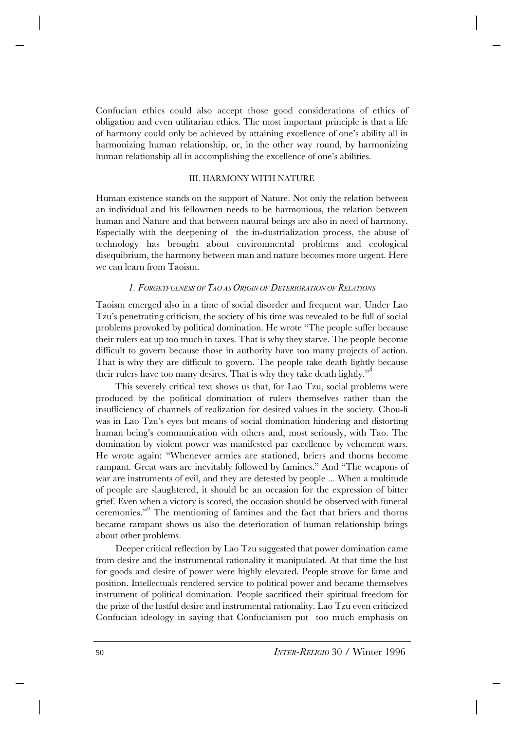Confucian ethics could also accept those good considerations of ethics of obligation and even utilitarian ethics. The most important principle is that a life of harmony could only be achieved by attaining excellence of one's ability all in harmonizing human relationship, or, in the other way round, by harmonizing human relationship all in accomplishing the excellence of one's abilities.

## III. HARMONY WITH NATURE

Human existence stands on the support of Nature. Not only the relation between an individual and his fellowmen needs to be harmonious, the relation between human and Nature and that between natural beings are also in need of harmony. Especially with the deepening of the in-dustrialization process, the abuse of technology has brought about environmental problems and ecological disequibrium, the harmony between man and nature becomes more urgent. Here we can learn from Taoism.

### *1. Forgetfulness of Tao as Origin of Deterioration of Relations*

Taoism emerged also in a time of social disorder and frequent war. Under Lao Tzu's penetrating criticism, the society of his time was revealed to be full of social problems provoked by political domination. He wrote "The people suffer because their rulers eat up too much in taxes. That is why they starve. The people become difficult to govern because those in authority have too many projects of action. That is why they are difficult to govern. The people take death lightly because their rulers have too many desires. That is why they take death lightly."[8]

This severely critical text shows us that, for Lao Tzu, social problems were produced by the political domination of rulers themselves rather than the insufficiency of channels of realization for desired values in the society. Chou-li was in Lao Tzu's eyes but means of social domination hindering and distorting human being's communication with others and, most seriously, with Tao. The domination by violent power was manifested par excellence by vehement wars. He wrote again: "Whenever armies are stationed, briers and thorns become rampant. Great wars are inevitably followed by famines." And "The weapons of war are instruments of evil, and they are detested by people ... When a multitude of people are slaughtered, it should be an occasion for the expression of bitter grief. Even when a victory is scored, the occasion should be observed with funeral ceremonies."[9] The mentioning of famines and the fact that briers and thorns became rampant shows us also the deterioration of human relationship brings about other problems.

Deeper critical reflection by Lao Tzu suggested that power domination came from desire and the instrumental rationality it manipulated. At that time the lust for goods and desire of power were highly elevated. People strove for fame and position. Intellectuals rendered service to political power and became themselves instrument of political domination. People sacrificed their spiritual freedom for the prize of the lustful desire and instrumental rationality. Lao Tzu even criticized Confucian ideology in saying that Confucianism put too much emphasis on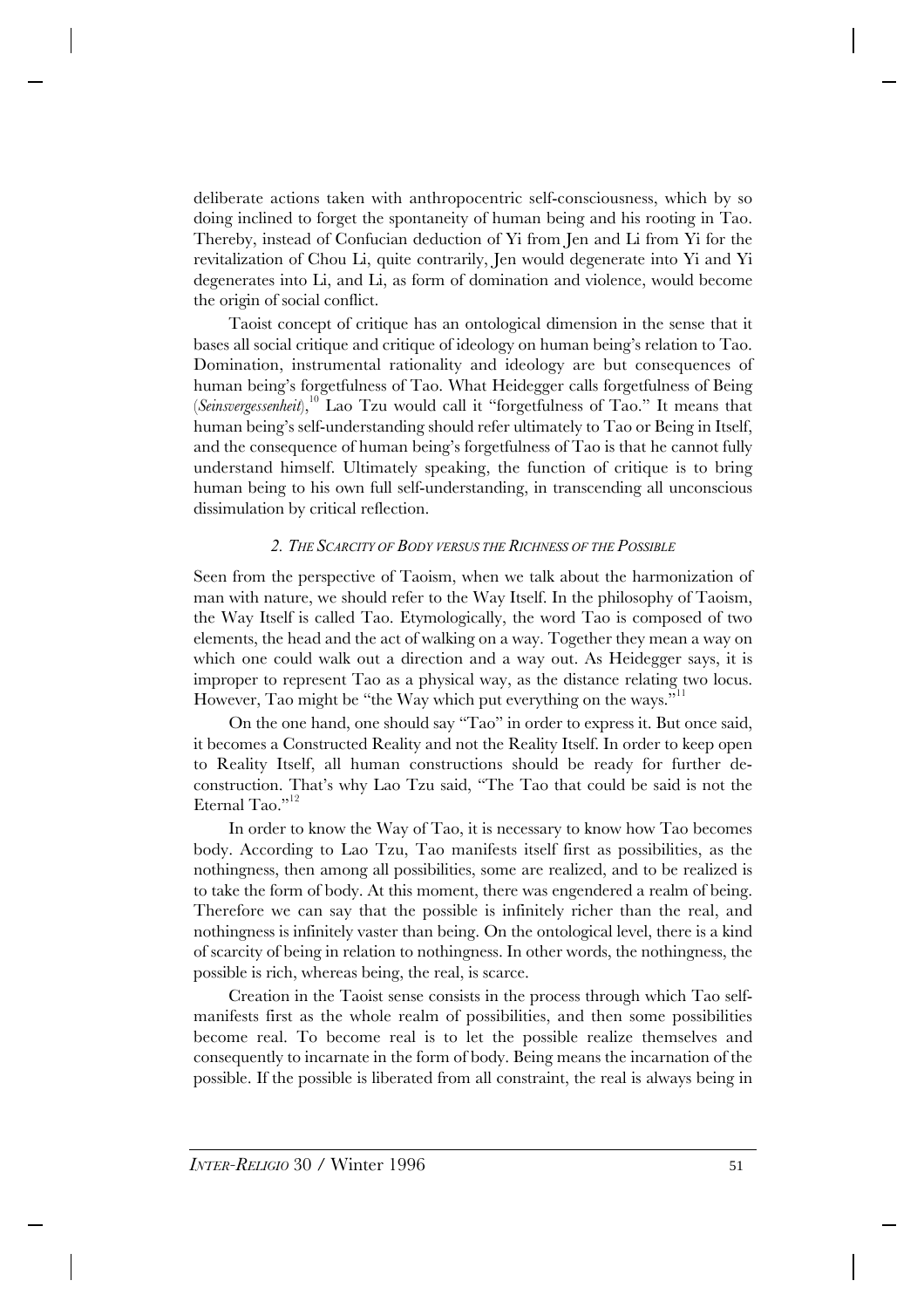deliberate actions taken with anthropocentric self-consciousness, which by so doing inclined to forget the spontaneity of human being and his rooting in Tao. Thereby, instead of Confucian deduction of Yi from Jen and Li from Yi for the revitalization of Chou Li, quite contrarily, Jen would degenerate into Yi and Yi degenerates into Li, and Li, as form of domination and violence, would become the origin of social conflict.

Taoist concept of critique has an ontological dimension in the sense that it bases all social critique and critique of ideology on human being's relation to Tao. Domination, instrumental rationality and ideology are but consequences of human being's forgetfulness of Tao. What Heidegger calls forgetfulness of Being (*Seinsvergessenheit*),[10] Lao Tzu would call it "forgetfulness of Tao." It means that human being's self-understanding should refer ultimately to Tao or Being in Itself, and the consequence of human being's forgetfulness of Tao is that he cannot fully understand himself. Ultimately speaking, the function of critique is to bring human being to his own full self-understanding, in transcending all unconscious dissimulation by critical reflection.

### *2. The Scarcity of Body versus the Richness of the Possible*

Seen from the perspective of Taoism, when we talk about the harmonization of man with nature, we should refer to the Way Itself. In the philosophy of Taoism, the Way Itself is called Tao. Etymologically, the word Tao is composed of two elements, the head and the act of walking on a way. Together they mean a way on which one could walk out a direction and a way out. As Heidegger says, it is improper to represent Tao as a physical way, as the distance relating two locus. However, Tao might be "the Way which put everything on the ways."[11]

On the one hand, one should say "Tao" in order to express it. But once said, it becomes a Constructed Reality and not the Reality Itself. In order to keep open to Reality Itself, all human constructions should be ready for further de-construction. That's why Lao Tzu said, "The Tao that could be said is not the Eternal Tao."[12]

In order to know the Way of Tao, it is necessary to know how Tao becomes body. According to Lao Tzu, Tao manifests itself first as possibilities, as the nothingness, then among all possibilities, some are realized, and to be realized is to take the form of body. At this moment, there was engendered a realm of being. Therefore we can say that the possible is infinitely richer than the real, and nothingness is infinitely vaster than being. On the ontological level, there is a kind of scarcity of being in relation to nothingness. In other words, the nothingness, the possible is rich, whereas being, the real, is scarce.

Creation in the Taoist sense consists in the process through which Tao self-manifests first as the whole realm of possibilities, and then some possibilities become real. To become real is to let the possible realize themselves and consequently to incarnate in the form of body. Being means the incarnation of the possible. If the possible is liberated from all constraint, the real is always being in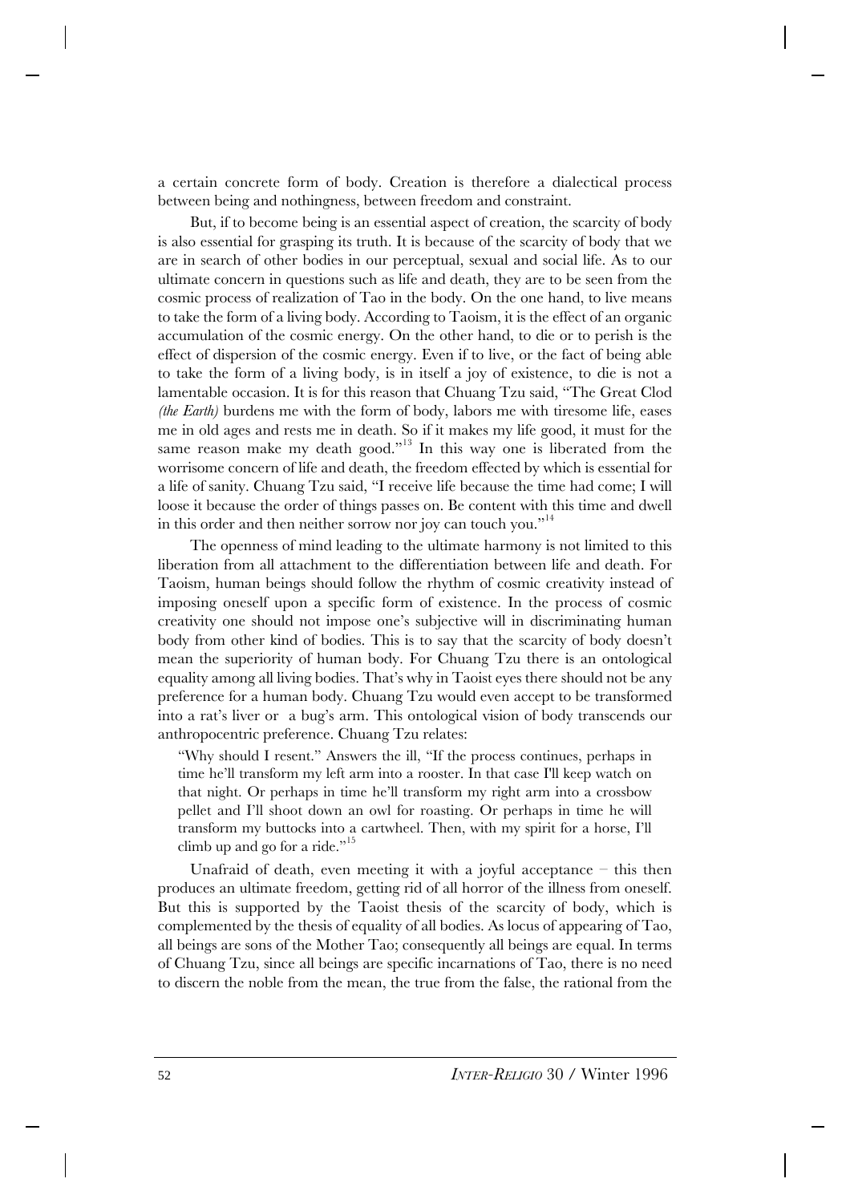a certain concrete form of body. Creation is therefore a dialectical process between being and nothingness, between freedom and constraint.

But, if to become being is an essential aspect of creation, the scarcity of body is also essential for grasping its truth. It is because of the scarcity of body that we are in search of other bodies in our perceptual, sexual and social life. As to our ultimate concern in questions such as life and death, they are to be seen from the cosmic process of realization of Tao in the body. On the one hand, to live means to take the form of a living body. According to Taoism, it is the effect of an organic accumulation of the cosmic energy. On the other hand, to die or to perish is the effect of dispersion of the cosmic energy. Even if to live, or the fact of being able to take the form of a living body, is in itself a joy of existence, to die is not a lamentable occasion. It is for this reason that Chuang Tzu said, "The Great Clod *(the Earth)* burdens me with the form of body, labors me with tiresome life, eases me in old ages and rests me in death. So if it makes my life good, it must for the same reason make my death good."[13] In this way one is liberated from the worrisome concern of life and death, the freedom effected by which is essential for a life of sanity. Chuang Tzu said, "I receive life because the time had come; I will loose it because the order of things passes on. Be content with this time and dwell in this order and then neither sorrow nor joy can touch you."[14]

The openness of mind leading to the ultimate harmony is not limited to this liberation from all attachment to the differentiation between life and death. For Taoism, human beings should follow the rhythm of cosmic creativity instead of imposing oneself upon a specific form of existence. In the process of cosmic creativity one should not impose one's subjective will in discriminating human body from other kind of bodies. This is to say that the scarcity of body doesn't mean the superiority of human body. For Chuang Tzu there is an ontological equality among all living bodies. That's why in Taoist eyes there should not be any preference for a human body. Chuang Tzu would even accept to be transformed into a rat's liver or a bug's arm. This ontological vision of body transcends our anthropocentric preference. Chuang Tzu relates:

> "Why should I resent." Answers the ill, "If the process continues, perhaps in time he'll transform my left arm into a rooster. In that case I'll keep watch on that night. Or perhaps in time he'll transform my right arm into a crossbow pellet and I'll shoot down an owl for roasting. Or perhaps in time he will transform my buttocks into a cartwheel. Then, with my spirit for a horse, I'll climb up and go for a ride."[15]

Unafraid of death, even meeting it with a joyful acceptance – this then produces an ultimate freedom, getting rid of all horror of the illness from oneself. But this is supported by the Taoist thesis of the scarcity of body, which is complemented by the thesis of equality of all bodies. As locus of appearing of Tao, all beings are sons of the Mother Tao; consequently all beings are equal. In terms of Chuang Tzu, since all beings are specific incarnations of Tao, there is no need to discern the noble from the mean, the true from the false, the rational from the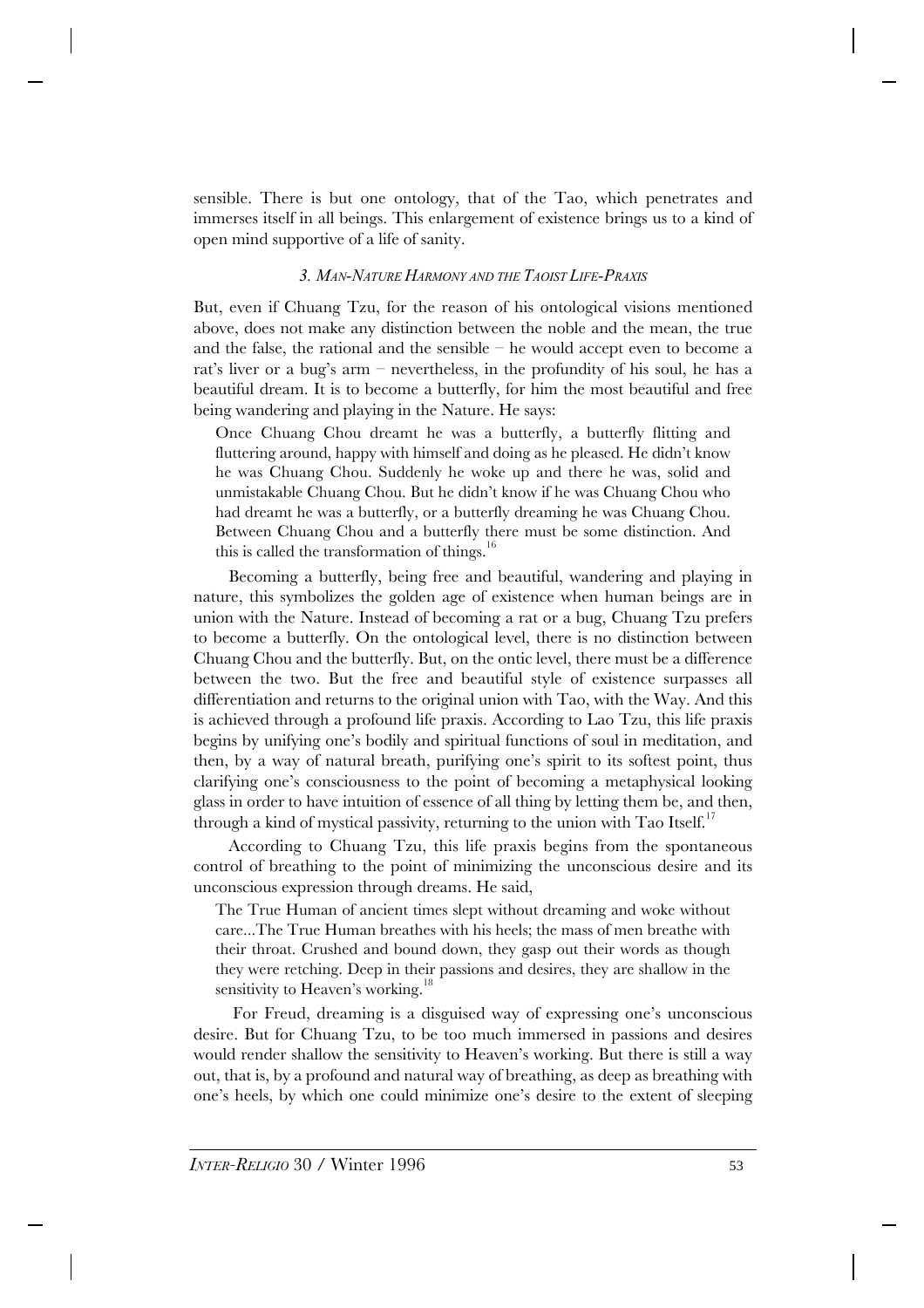sensible. There is but one ontology, that of the Tao, which penetrates and immerses itself in all beings. This enlargement of existence brings us to a kind of open mind supportive of a life of sanity.

### *3. Man-Nature Harmony and the Taoist Life-Praxis*

But, even if Chuang Tzu, for the reason of his ontological visions mentioned above, does not make any distinction between the noble and the mean, the true and the false, the rational and the sensible – he would accept even to become a rat's liver or a bug's arm – nevertheless, in the profundity of his soul, he has a beautiful dream. It is to become a butterfly, for him the most beautiful and free being wandering and playing in the Nature. He says:

> Once Chuang Chou dreamt he was a butterfly, a butterfly flitting and fluttering around, happy with himself and doing as he pleased. He didn't know he was Chuang Chou. Suddenly he woke up and there he was, solid and unmistakable Chuang Chou. But he didn't know if he was Chuang Chou who had dreamt he was a butterfly, or a butterfly dreaming he was Chuang Chou. Between Chuang Chou and a butterfly there must be some distinction. And this is called the transformation of things.[16]

Becoming a butterfly, being free and beautiful, wandering and playing in nature, this symbolizes the golden age of existence when human beings are in union with the Nature. Instead of becoming a rat or a bug, Chuang Tzu prefers to become a butterfly. On the ontological level, there is no distinction between Chuang Chou and the butterfly. But, on the ontic level, there must be a difference between the two. But the free and beautiful style of existence surpasses all differentiation and returns to the original union with Tao, with the Way. And this is achieved through a profound life praxis. According to Lao Tzu, this life praxis begins by unifying one's bodily and spiritual functions of soul in meditation, and then, by a way of natural breath, purifying one's spirit to its softest point, thus clarifying one's consciousness to the point of becoming a metaphysical looking glass in order to have intuition of essence of all thing by letting them be, and then, through a kind of mystical passivity, returning to the union with Tao Itself.[17]

According to Chuang Tzu, this life praxis begins from the spontaneous control of breathing to the point of minimizing the unconscious desire and its unconscious expression through dreams. He said,

> The True Human of ancient times slept without dreaming and woke without care...The True Human breathes with his heels; the mass of men breathe with their throat. Crushed and bound down, they gasp out their words as though they were retching. Deep in their passions and desires, they are shallow in the sensitivity to Heaven's working.[18]

For Freud, dreaming is a disguised way of expressing one's unconscious desire. But for Chuang Tzu, to be too much immersed in passions and desires would render shallow the sensitivity to Heaven's working. But there is still a way out, that is, by a profound and natural way of breathing, as deep as breathing with one's heels, by which one could minimize one's desire to the extent of sleeping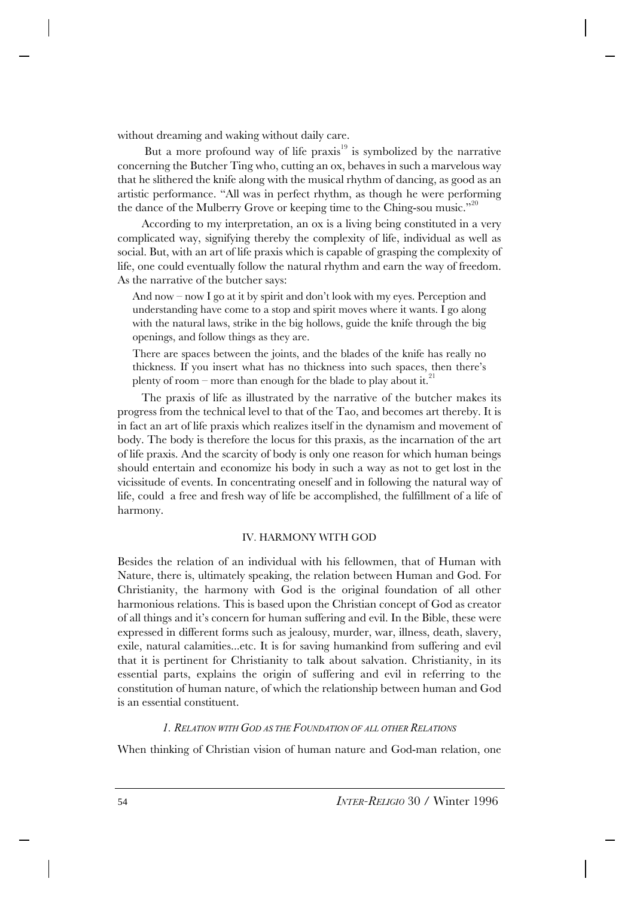without dreaming and waking without daily care.

But a more profound way of life praxis[19] is symbolized by the narrative concerning the Butcher Ting who, cutting an ox, behaves in such a marvelous way that he slithered the knife along with the musical rhythm of dancing, as good as an artistic performance. "All was in perfect rhythm, as though he were performing the dance of the Mulberry Grove or keeping time to the Ching-sou music."[20]

According to my interpretation, an ox is a living being constituted in a very complicated way, signifying thereby the complexity of life, individual as well as social. But, with an art of life praxis which is capable of grasping the complexity of life, one could eventually follow the natural rhythm and earn the way of freedom. As the narrative of the butcher says:

> And now – now I go at it by spirit and don't look with my eyes. Perception and understanding have come to a stop and spirit moves where it wants. I go along with the natural laws, strike in the big hollows, guide the knife through the big openings, and follow things as they are.
>
> There are spaces between the joints, and the blades of the knife has really no thickness. If you insert what has no thickness into such spaces, then there's plenty of room – more than enough for the blade to play about it.[21]

The praxis of life as illustrated by the narrative of the butcher makes its progress from the technical level to that of the Tao, and becomes art thereby. It is in fact an art of life praxis which realizes itself in the dynamism and movement of body. The body is therefore the locus for this praxis, as the incarnation of the art of life praxis. And the scarcity of body is only one reason for which human beings should entertain and economize his body in such a way as not to get lost in the vicissitude of events. In concentrating oneself and in following the natural way of life, could a free and fresh way of life be accomplished, the fulfillment of a life of harmony.

## IV. HARMONY WITH GOD

Besides the relation of an individual with his fellowmen, that of Human with Nature, there is, ultimately speaking, the relation between Human and God. For Christianity, the harmony with God is the original foundation of all other harmonious relations. This is based upon the Christian concept of God as creator of all things and it's concern for human suffering and evil. In the Bible, these were expressed in different forms such as jealousy, murder, war, illness, death, slavery, exile, natural calamities...etc. It is for saving humankind from suffering and evil that it is pertinent for Christianity to talk about salvation. Christianity, in its essential parts, explains the origin of suffering and evil in referring to the constitution of human nature, of which the relationship between human and God is an essential constituent.

### *1. Relation with God as the Foundation of all other Relations*

When thinking of Christian vision of human nature and God-man relation, one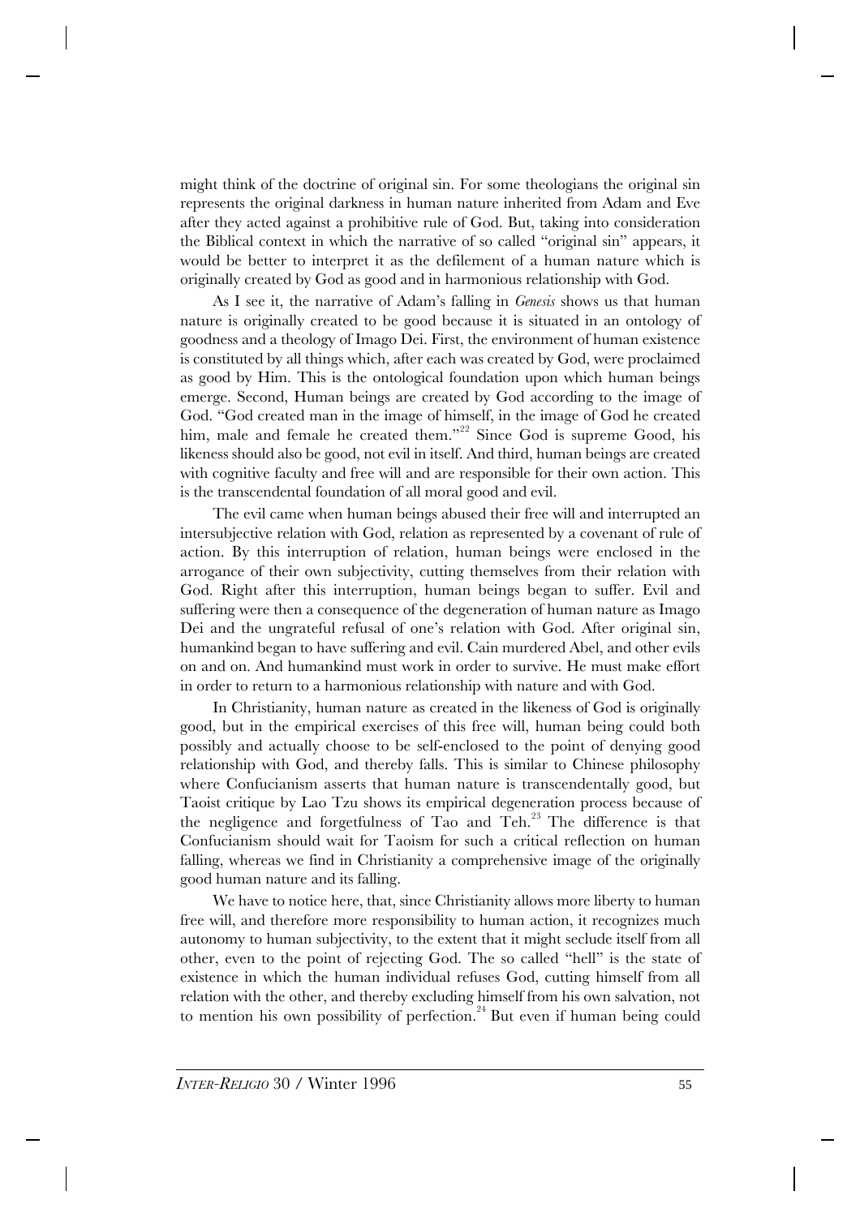might think of the doctrine of original sin. For some theologians the original sin represents the original darkness in human nature inherited from Adam and Eve after they acted against a prohibitive rule of God. But, taking into consideration the Biblical context in which the narrative of so called "original sin" appears, it would be better to interpret it as the defilement of a human nature which is originally created by God as good and in harmonious relationship with God.

As I see it, the narrative of Adam's falling in *Genesis* shows us that human nature is originally created to be good because it is situated in an ontology of goodness and a theology of Imago Dei. First, the environment of human existence is constituted by all things which, after each was created by God, were proclaimed as good by Him. This is the ontological foundation upon which human beings emerge. Second, Human beings are created by God according to the image of God. "God created man in the image of himself, in the image of God he created him, male and female he created them."[22] Since God is supreme Good, his likeness should also be good, not evil in itself. And third, human beings are created with cognitive faculty and free will and are responsible for their own action. This is the transcendental foundation of all moral good and evil.

The evil came when human beings abused their free will and interrupted an intersubjective relation with God, relation as represented by a covenant of rule of action. By this interruption of relation, human beings were enclosed in the arrogance of their own subjectivity, cutting themselves from their relation with God. Right after this interruption, human beings began to suffer. Evil and suffering were then a consequence of the degeneration of human nature as Imago Dei and the ungrateful refusal of one's relation with God. After original sin, humankind began to have suffering and evil. Cain murdered Abel, and other evils on and on. And humankind must work in order to survive. He must make effort in order to return to a harmonious relationship with nature and with God.

In Christianity, human nature as created in the likeness of God is originally good, but in the empirical exercises of this free will, human being could both possibly and actually choose to be self-enclosed to the point of denying good relationship with God, and thereby falls. This is similar to Chinese philosophy where Confucianism asserts that human nature is transcendentally good, but Taoist critique by Lao Tzu shows its empirical degeneration process because of the negligence and forgetfulness of Tao and Teh.[23] The difference is that Confucianism should wait for Taoism for such a critical reflection on human falling, whereas we find in Christianity a comprehensive image of the originally good human nature and its falling.

We have to notice here, that, since Christianity allows more liberty to human free will, and therefore more responsibility to human action, it recognizes much autonomy to human subjectivity, to the extent that it might seclude itself from all other, even to the point of rejecting God. The so called "hell" is the state of existence in which the human individual refuses God, cutting himself from all relation with the other, and thereby excluding himself from his own salvation, not to mention his own possibility of perfection.[24] But even if human being could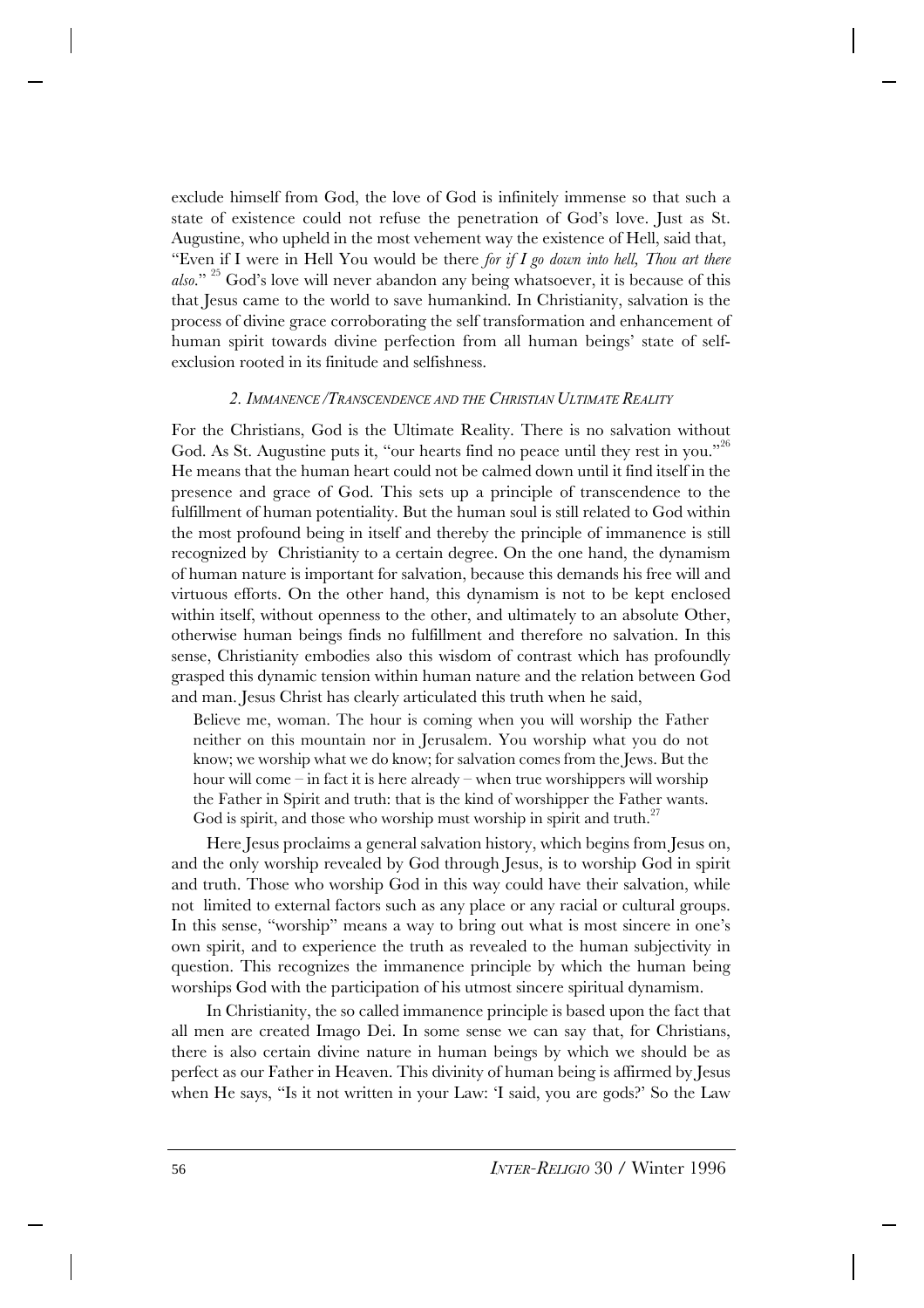exclude himself from God, the love of God is infinitely immense so that such a state of existence could not refuse the penetration of God's love. Just as St. Augustine, who upheld in the most vehement way the existence of Hell, said that, "Even if I were in Hell You would be there *for if I go down into hell, Thou art there also*."[25] God's love will never abandon any being whatsoever, it is because of this that Jesus came to the world to save humankind. In Christianity, salvation is the process of divine grace corroborating the self transformation and enhancement of human spirit towards divine perfection from all human beings' state of self-exclusion rooted in its finitude and selfishness.

### *2. Immanence /Transcendence and the Christian Ultimate Reality*

For the Christians, God is the Ultimate Reality. There is no salvation without God. As St. Augustine puts it, "our hearts find no peace until they rest in you."[26] He means that the human heart could not be calmed down until it find itself in the presence and grace of God. This sets up a principle of transcendence to the fulfillment of human potentiality. But the human soul is still related to God within the most profound being in itself and thereby the principle of immanence is still recognized by Christianity to a certain degree. On the one hand, the dynamism of human nature is important for salvation, because this demands his free will and virtuous efforts. On the other hand, this dynamism is not to be kept enclosed within itself, without openness to the other, and ultimately to an absolute Other, otherwise human beings finds no fulfillment and therefore no salvation. In this sense, Christianity embodies also this wisdom of contrast which has profoundly grasped this dynamic tension within human nature and the relation between God and man. Jesus Christ has clearly articulated this truth when he said,

> Believe me, woman. The hour is coming when you will worship the Father neither on this mountain nor in Jerusalem. You worship what you do not know; we worship what we do know; for salvation comes from the Jews. But the hour will come – in fact it is here already – when true worshippers will worship the Father in Spirit and truth: that is the kind of worshipper the Father wants. God is spirit, and those who worship must worship in spirit and truth.[27]

Here Jesus proclaims a general salvation history, which begins from Jesus on, and the only worship revealed by God through Jesus, is to worship God in spirit and truth. Those who worship God in this way could have their salvation, while not limited to external factors such as any place or any racial or cultural groups. In this sense, "worship" means a way to bring out what is most sincere in one's own spirit, and to experience the truth as revealed to the human subjectivity in question. This recognizes the immanence principle by which the human being worships God with the participation of his utmost sincere spiritual dynamism.

In Christianity, the so called immanence principle is based upon the fact that all men are created Imago Dei. In some sense we can say that, for Christians, there is also certain divine nature in human beings by which we should be as perfect as our Father in Heaven. This divinity of human being is affirmed by Jesus when He says, "Is it not written in your Law: 'I said, you are gods?' So the Law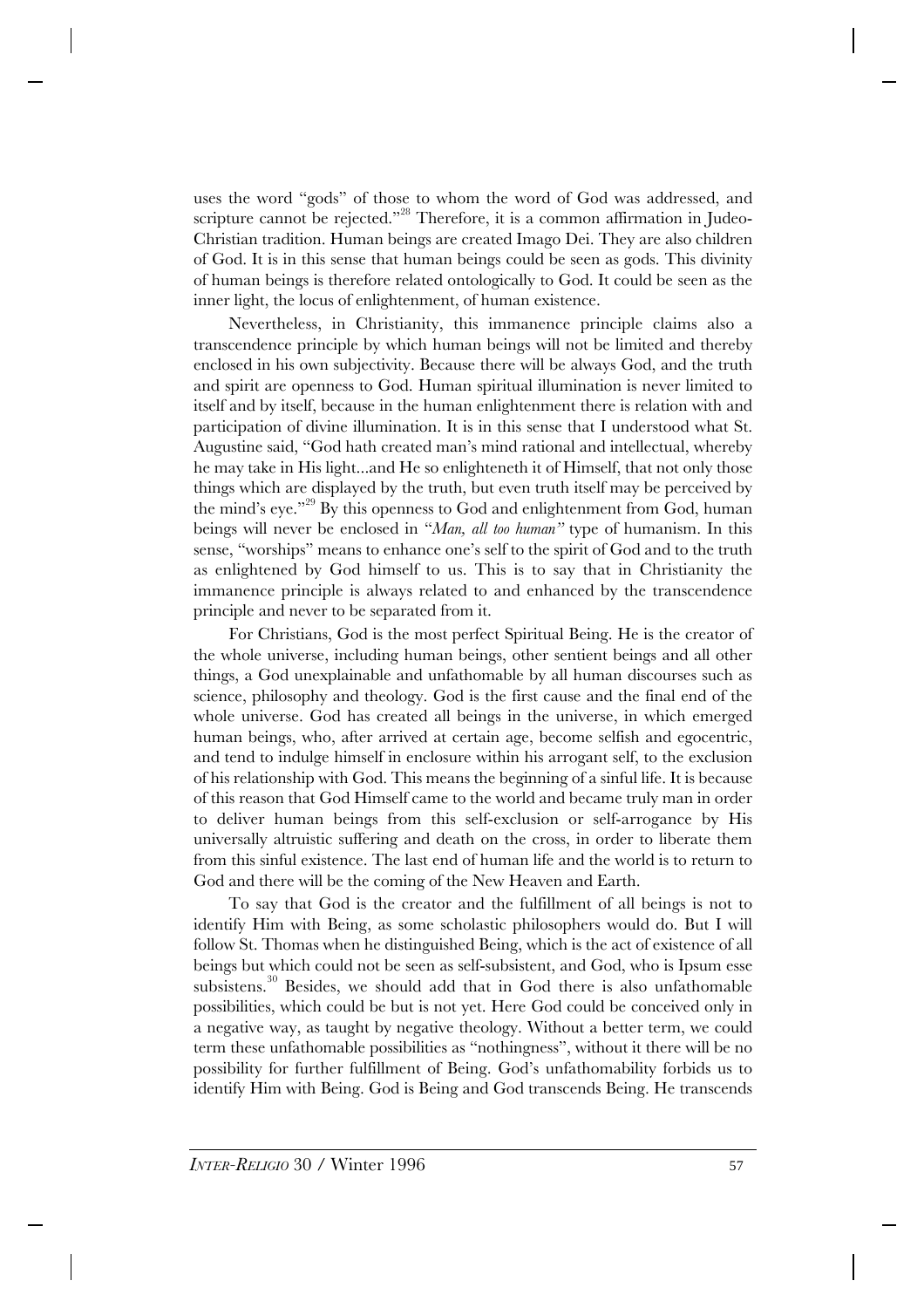uses the word "gods" of those to whom the word of God was addressed, and scripture cannot be rejected."[28] Therefore, it is a common affirmation in Judeo-Christian tradition. Human beings are created Imago Dei. They are also children of God. It is in this sense that human beings could be seen as gods. This divinity of human beings is therefore related ontologically to God. It could be seen as the inner light, the locus of enlightenment, of human existence.

Nevertheless, in Christianity, this immanence principle claims also a transcendence principle by which human beings will not be limited and thereby enclosed in his own subjectivity. Because there will be always God, and the truth and spirit are openness to God. Human spiritual illumination is never limited to itself and by itself, because in the human enlightenment there is relation with and participation of divine illumination. It is in this sense that I understood what St. Augustine said, "God hath created man's mind rational and intellectual, whereby he may take in His light...and He so enlighteneth it of Himself, that not only those things which are displayed by the truth, but even truth itself may be perceived by the mind's eye."[29] By this openness to God and enlightenment from God, human beings will never be enclosed in "*Man, all too human"* type of humanism. In this sense, "worships" means to enhance one's self to the spirit of God and to the truth as enlightened by God himself to us. This is to say that in Christianity the immanence principle is always related to and enhanced by the transcendence principle and never to be separated from it.

For Christians, God is the most perfect Spiritual Being. He is the creator of the whole universe, including human beings, other sentient beings and all other things, a God unexplainable and unfathomable by all human discourses such as science, philosophy and theology. God is the first cause and the final end of the whole universe. God has created all beings in the universe, in which emerged human beings, who, after arrived at certain age, become selfish and egocentric, and tend to indulge himself in enclosure within his arrogant self, to the exclusion of his relationship with God. This means the beginning of a sinful life. It is because of this reason that God Himself came to the world and became truly man in order to deliver human beings from this self-exclusion or self-arrogance by His universally altruistic suffering and death on the cross, in order to liberate them from this sinful existence. The last end of human life and the world is to return to God and there will be the coming of the New Heaven and Earth.

To say that God is the creator and the fulfillment of all beings is not to identify Him with Being, as some scholastic philosophers would do. But I will follow St. Thomas when he distinguished Being, which is the act of existence of all beings but which could not be seen as self-subsistent, and God, who is Ipsum esse subsistens.[30] Besides, we should add that in God there is also unfathomable possibilities, which could be but is not yet. Here God could be conceived only in a negative way, as taught by negative theology. Without a better term, we could term these unfathomable possibilities as "nothingness", without it there will be no possibility for further fulfillment of Being. God's unfathomability forbids us to identify Him with Being. God is Being and God transcends Being. He transcends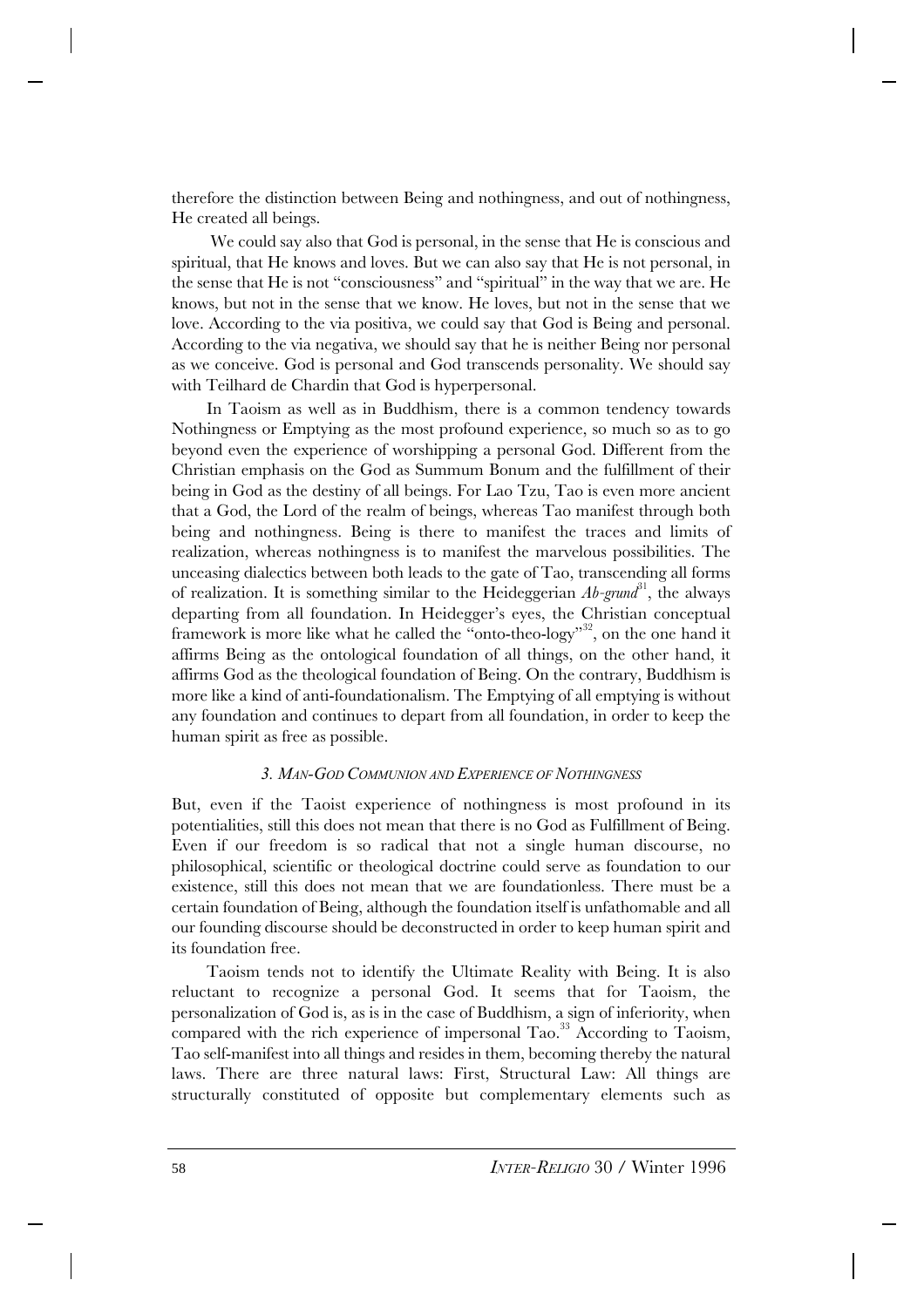therefore the distinction between Being and nothingness, and out of nothingness, He created all beings.

We could say also that God is personal, in the sense that He is conscious and spiritual, that He knows and loves. But we can also say that He is not personal, in the sense that He is not "consciousness" and "spiritual" in the way that we are. He knows, but not in the sense that we know. He loves, but not in the sense that we love. According to the via positiva, we could say that God is Being and personal. According to the via negativa, we should say that he is neither Being nor personal as we conceive. God is personal and God transcends personality. We should say with Teilhard de Chardin that God is hyperpersonal.

In Taoism as well as in Buddhism, there is a common tendency towards Nothingness or Emptying as the most profound experience, so much so as to go beyond even the experience of worshipping a personal God. Different from the Christian emphasis on the God as Summum Bonum and the fulfillment of their being in God as the destiny of all beings. For Lao Tzu, Tao is even more ancient that a God, the Lord of the realm of beings, whereas Tao manifest through both being and nothingness. Being is there to manifest the traces and limits of realization, whereas nothingness is to manifest the marvelous possibilities. The unceasing dialectics between both leads to the gate of Tao, transcending all forms of realization. It is something similar to the Heideggerian *Ab-grund*[31], the always departing from all foundation. In Heidegger's eyes, the Christian conceptual framework is more like what he called the "onto-theo-logy"[32], on the one hand it affirms Being as the ontological foundation of all things, on the other hand, it affirms God as the theological foundation of Being. On the contrary, Buddhism is more like a kind of anti-foundationalism. The Emptying of all emptying is without any foundation and continues to depart from all foundation, in order to keep the human spirit as free as possible.

### *3. Man-God Communion and Experience of Nothingness*

But, even if the Taoist experience of nothingness is most profound in its potentialities, still this does not mean that there is no God as Fulfillment of Being. Even if our freedom is so radical that not a single human discourse, no philosophical, scientific or theological doctrine could serve as foundation to our existence, still this does not mean that we are foundationless. There must be a certain foundation of Being, although the foundation itself is unfathomable and all our founding discourse should be deconstructed in order to keep human spirit and its foundation free.

Taoism tends not to identify the Ultimate Reality with Being. It is also reluctant to recognize a personal God. It seems that for Taoism, the personalization of God is, as is in the case of Buddhism, a sign of inferiority, when compared with the rich experience of impersonal Tao.[33] According to Taoism, Tao self-manifest into all things and resides in them, becoming thereby the natural laws. There are three natural laws: First, Structural Law: All things are structurally constituted of opposite but complementary elements such as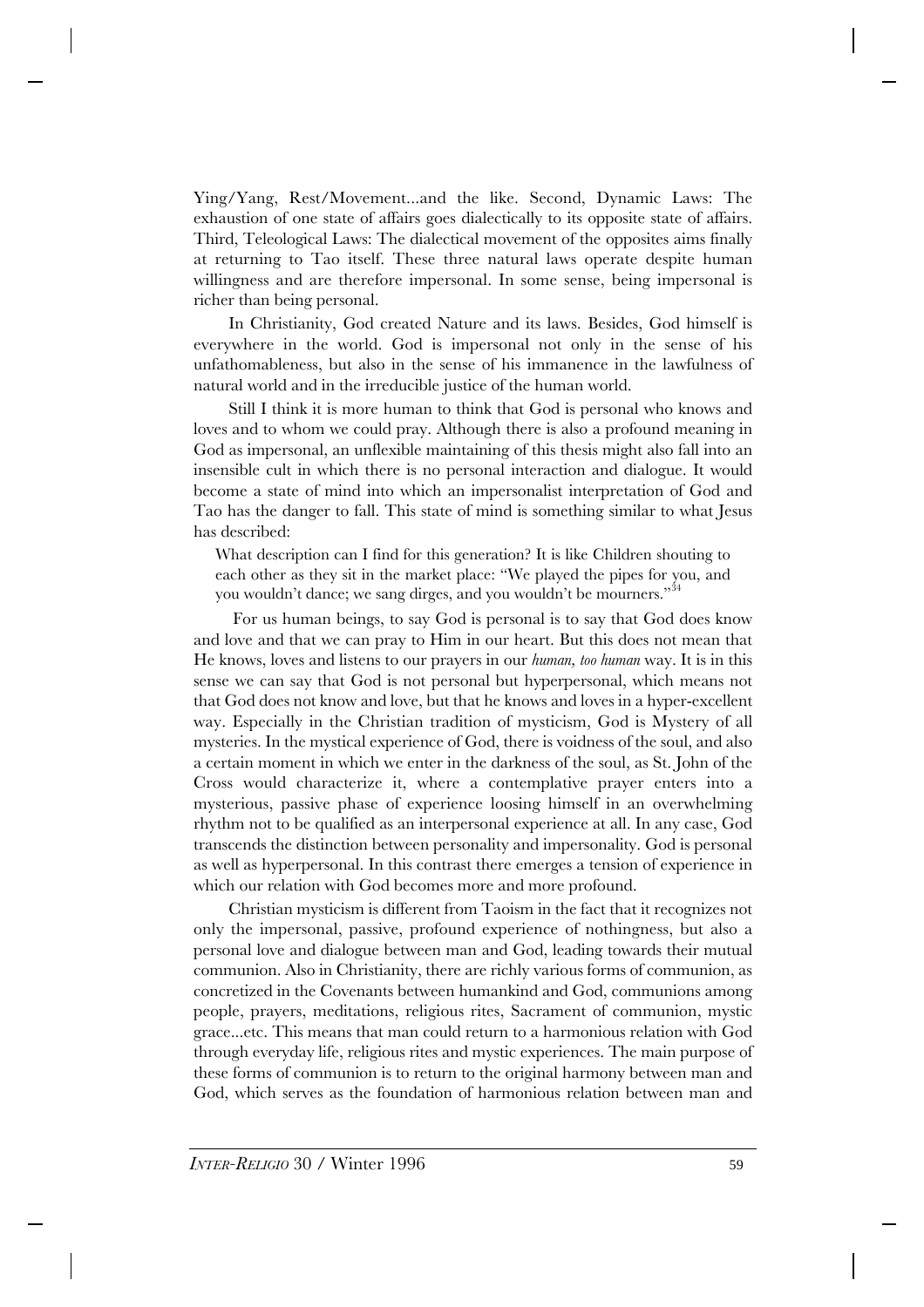Ying/Yang, Rest/Movement...and the like. Second, Dynamic Laws: The exhaustion of one state of affairs goes dialectically to its opposite state of affairs. Third, Teleological Laws: The dialectical movement of the opposites aims finally at returning to Tao itself. These three natural laws operate despite human willingness and are therefore impersonal. In some sense, being impersonal is richer than being personal.

In Christianity, God created Nature and its laws. Besides, God himself is everywhere in the world. God is impersonal not only in the sense of his unfathomableness, but also in the sense of his immanence in the lawfulness of natural world and in the irreducible justice of the human world.

Still I think it is more human to think that God is personal who knows and loves and to whom we could pray. Although there is also a profound meaning in God as impersonal, an unflexible maintaining of this thesis might also fall into an insensible cult in which there is no personal interaction and dialogue. It would become a state of mind into which an impersonalist interpretation of God and Tao has the danger to fall. This state of mind is something similar to what Jesus has described:

> What description can I find for this generation? It is like Children shouting to each other as they sit in the market place: "We played the pipes for you, and you wouldn't dance; we sang dirges, and you wouldn't be mourners."[34]

For us human beings, to say God is personal is to say that God does know and love and that we can pray to Him in our heart. But this does not mean that He knows, loves and listens to our prayers in our *human, too human* way. It is in this sense we can say that God is not personal but hyperpersonal, which means not that God does not know and love, but that he knows and loves in a hyper-excellent way. Especially in the Christian tradition of mysticism, God is Mystery of all mysteries. In the mystical experience of God, there is voidness of the soul, and also a certain moment in which we enter in the darkness of the soul, as St. John of the Cross would characterize it, where a contemplative prayer enters into a mysterious, passive phase of experience loosing himself in an overwhelming rhythm not to be qualified as an interpersonal experience at all. In any case, God transcends the distinction between personality and impersonality. God is personal as well as hyperpersonal. In this contrast there emerges a tension of experience in which our relation with God becomes more and more profound.

Christian mysticism is different from Taoism in the fact that it recognizes not only the impersonal, passive, profound experience of nothingness, but also a personal love and dialogue between man and God, leading towards their mutual communion. Also in Christianity, there are richly various forms of communion, as concretized in the Covenants between humankind and God, communions among people, prayers, meditations, religious rites, Sacrament of communion, mystic grace...etc. This means that man could return to a harmonious relation with God through everyday life, religious rites and mystic experiences. The main purpose of these forms of communion is to return to the original harmony between man and God, which serves as the foundation of harmonious relation between man and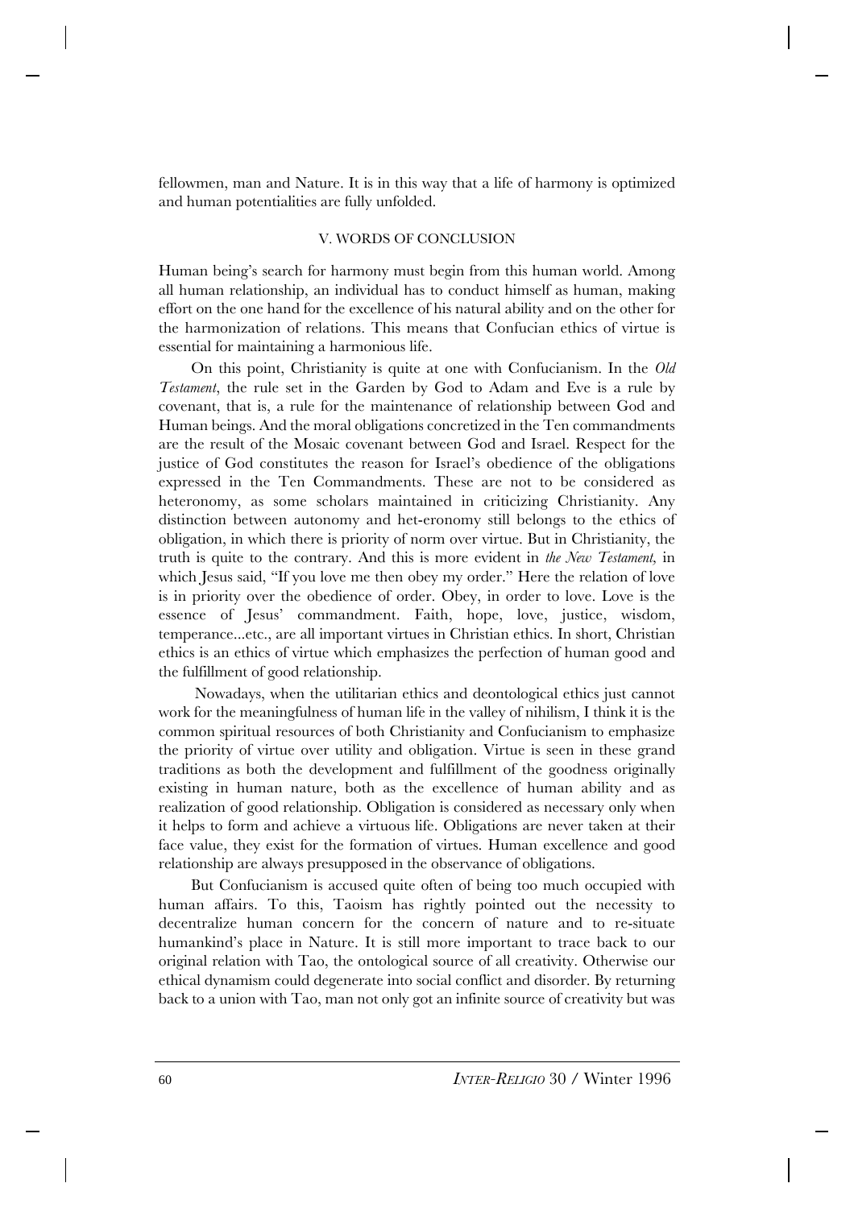fellowmen, man and Nature. It is in this way that a life of harmony is optimized and human potentialities are fully unfolded.

## V. WORDS OF CONCLUSION

Human being's search for harmony must begin from this human world. Among all human relationship, an individual has to conduct himself as human, making effort on the one hand for the excellence of his natural ability and on the other for the harmonization of relations. This means that Confucian ethics of virtue is essential for maintaining a harmonious life.

On this point, Christianity is quite at one with Confucianism. In the *Old Testament*, the rule set in the Garden by God to Adam and Eve is a rule by covenant, that is, a rule for the maintenance of relationship between God and Human beings. And the moral obligations concretized in the Ten commandments are the result of the Mosaic covenant between God and Israel. Respect for the justice of God constitutes the reason for Israel's obedience of the obligations expressed in the Ten Commandments. These are not to be considered as heteronomy, as some scholars maintained in criticizing Christianity. Any distinction between autonomy and het-eronomy still belongs to the ethics of obligation, in which there is priority of norm over virtue. But in Christianity, the truth is quite to the contrary. And this is more evident in *the New Testament*, in which Jesus said, "If you love me then obey my order." Here the relation of love is in priority over the obedience of order. Obey, in order to love. Love is the essence of Jesus' commandment. Faith, hope, love, justice, wisdom, temperance...etc., are all important virtues in Christian ethics. In short, Christian ethics is an ethics of virtue which emphasizes the perfection of human good and the fulfillment of good relationship.

Nowadays, when the utilitarian ethics and deontological ethics just cannot work for the meaningfulness of human life in the valley of nihilism, I think it is the common spiritual resources of both Christianity and Confucianism to emphasize the priority of virtue over utility and obligation. Virtue is seen in these grand traditions as both the development and fulfillment of the goodness originally existing in human nature, both as the excellence of human ability and as realization of good relationship. Obligation is considered as necessary only when it helps to form and achieve a virtuous life. Obligations are never taken at their face value, they exist for the formation of virtues. Human excellence and good relationship are always presupposed in the observance of obligations.

But Confucianism is accused quite often of being too much occupied with human affairs. To this, Taoism has rightly pointed out the necessity to decentralize human concern for the concern of nature and to re-situate humankind's place in Nature. It is still more important to trace back to our original relation with Tao, the ontological source of all creativity. Otherwise our ethical dynamism could degenerate into social conflict and disorder. By returning back to a union with Tao, man not only got an infinite source of creativity but was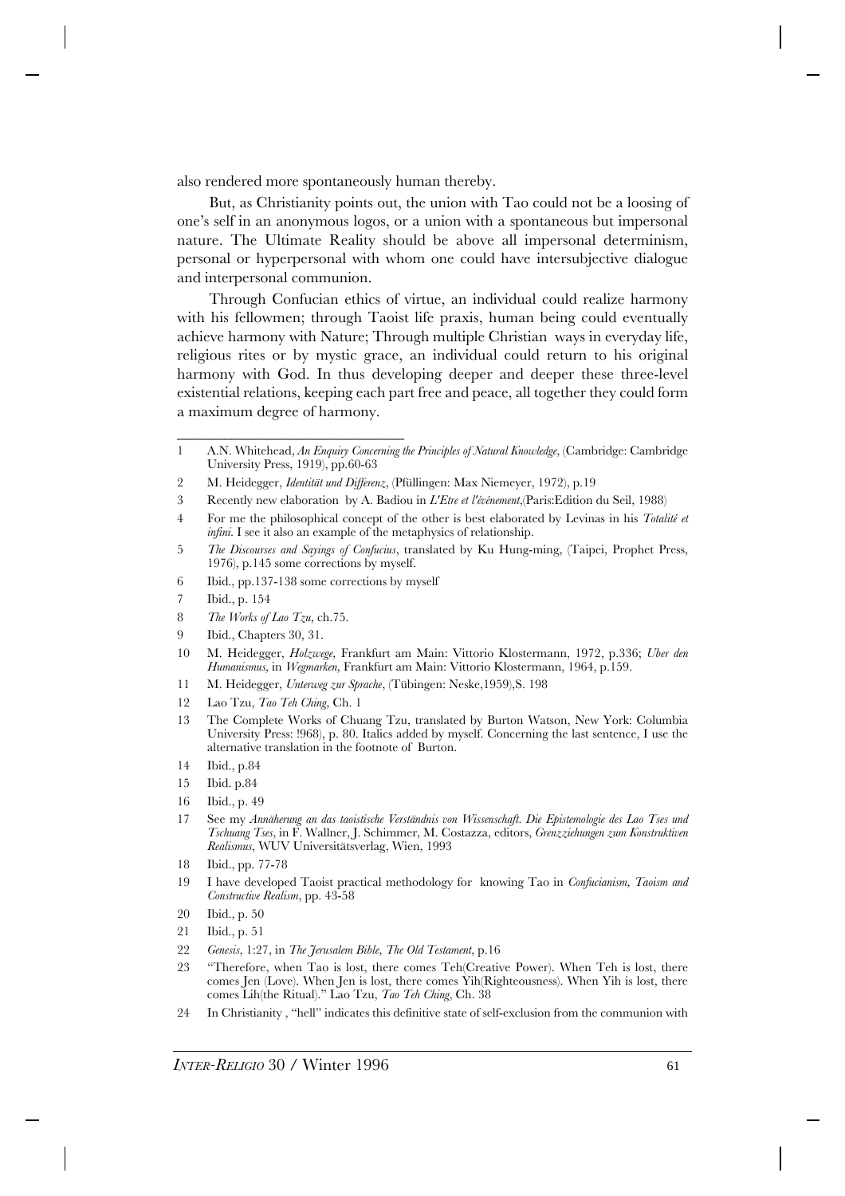also rendered more spontaneously human thereby.

But, as Christianity points out, the union with Tao could not be a loosing of one's self in an anonymous logos, or a union with a spontaneous but impersonal nature. The Ultimate Reality should be above all impersonal determinism, personal or hyperpersonal with whom one could have intersubjective dialogue and interpersonal communion.

Through Confucian ethics of virtue, an individual could realize harmony with his fellowmen; through Taoist life praxis, human being could eventually achieve harmony with Nature; Through multiple Christian ways in everyday life, religious rites or by mystic grace, an individual could return to his original harmony with God. In thus developing deeper and deeper these three-level existential relations, keeping each part free and peace, all together they could form a maximum degree of harmony.

---

1 A.N. Whitehead, *An Enquiry Concerning the Principles of Natural Knowledge*, (Cambridge: Cambridge University Press, 1919), pp.60-63

2 M. Heidegger, *Identität und Differenz*, (Pfüllingen: Max Niemeyer, 1972), p.19

3 Recently new elaboration by A. Badiou in *L'Etre et l'événement*,(Paris:Edition du Seil, 1988)

4 For me the philosophical concept of the other is best elaborated by Levinas in his *Totalité et infini*. I see it also an example of the metaphysics of relationship.

5 *The Discourses and Sayings of Confucius*, translated by Ku Hung-ming, (Taipei, Prophet Press, 1976), p.145 some corrections by myself.

6 Ibid., pp.137-138 some corrections by myself

7 Ibid., p. 154

8 *The Works of Lao Tzu*, ch.75.

9 Ibid., Chapters 30, 31.

10 M. Heidegger, *Holzwege*, Frankfurt am Main: Vittorio Klostermann, 1972, p.336; *Uber den Humanismus*, in *Wegmarken*, Frankfurt am Main: Vittorio Klostermann, 1964, p.159.

11 M. Heidegger, *Unterweg zur Sprache*, (Tübingen: Neske,1959),S. 198

12 Lao Tzu, *Tao Teh Ching*, Ch. 1

13 The Complete Works of Chuang Tzu, translated by Burton Watson, New York: Columbia University Press: !968), p. 80. Italics added by myself. Concerning the last sentence, I use the alternative translation in the footnote of Burton.

14 Ibid., p.84

15 Ibid. p.84

16 Ibid., p. 49

17 See my *Annäherung an das taoistische Verständnis von Wissenschaft. Die Epistemologie des Lao Tses und Tschuang Tses*, in F. Wallner, J. Schimmer, M. Costazza, editors, *Grenzziehungen zum Konstruktiven Realismus*, WUV Universitätsverlag, Wien, 1993

18 Ibid., pp. 77-78

19 I have developed Taoist practical methodology for knowing Tao in *Confucianism, Taoism and Constructive Realism*, pp. 43-58

20 Ibid., p. 50

21 Ibid., p. 51

22 *Genesis*, 1:27, in *The Jerusalem Bible*, *The Old Testament*, p.16

23 "Therefore, when Tao is lost, there comes Teh(Creative Power). When Teh is lost, there comes Jen (Love). When Jen is lost, there comes Yih(Righteousness). When Yih is lost, there comes Lih(the Ritual)." Lao Tzu, *Tao Teh Ching*, Ch. 38

24 In Christianity , "hell" indicates this definitive state of self-exclusion from the communion with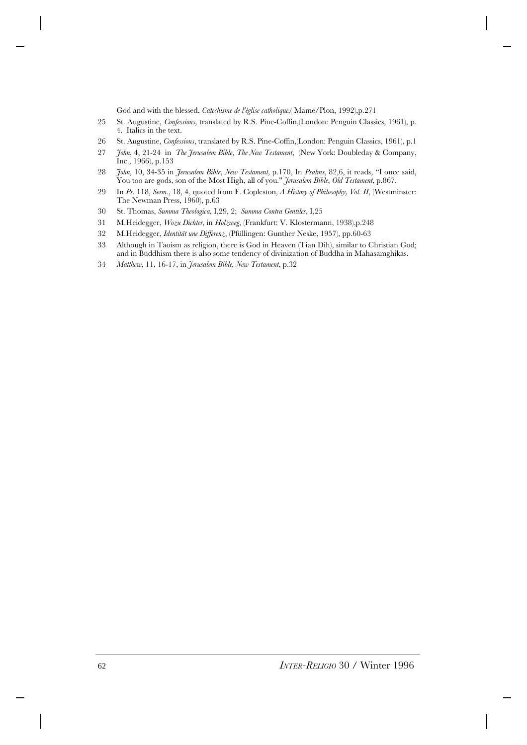God and with the blessed. *Catechisme de l'église catholique*,( Mame/Plon, 1992),p.271

25 St. Augustine, *Confessions*, translated by R.S. Pine-Coffin,(London: Penguin Classics, 1961), p. 4. Italics in the text.

26 St. Augustine, *Confessions*, translated by R.S. Pine-Coffin,(London: Penguin Classics, 1961), p.1

27 *John*, 4, 21-24 in *The Jerusalem Bible*, *The New Testament*, (New York: Doubleday & Company, Inc., 1966), p.153

28 *John*, 10, 34-35 in *Jerusalem Bible*, *New Testament*, p.170, In *Psalms*, 82,6, it reads, "I once said, You too are gods, son of the Most High, all of you." *Jerusalem Bible*, *Old Testament*, p.867.

29 In *Ps.* 118, *Serm*., 18, 4, quoted from F. Copleston, *A History of Philosophy, Vol. II*, (Westminster: The Newman Press, 1960), p.63

30 St. Thomas, *Summa Theologica*, I,29, 2; *Summa Contra Gentiles*, I,25

31 M.Heidegger, *Wozu Dichter*, in *Holzweg*, (Frankfurt: V. Klostermann, 1938),p.248

32 M.Heidegger, *Identität une Differenz*, (Pfüllingen: Gunther Neske, 1957), pp.60-63

33 Although in Taoism as religion, there is God in Heaven (Tian Dih), similar to Christian God; and in Buddhism there is also some tendency of divinization of Buddha in Mahasamghikas.

34 *Matthew*, 11, 16-17, in *Jerusalem Bible, New Testament*, p.32